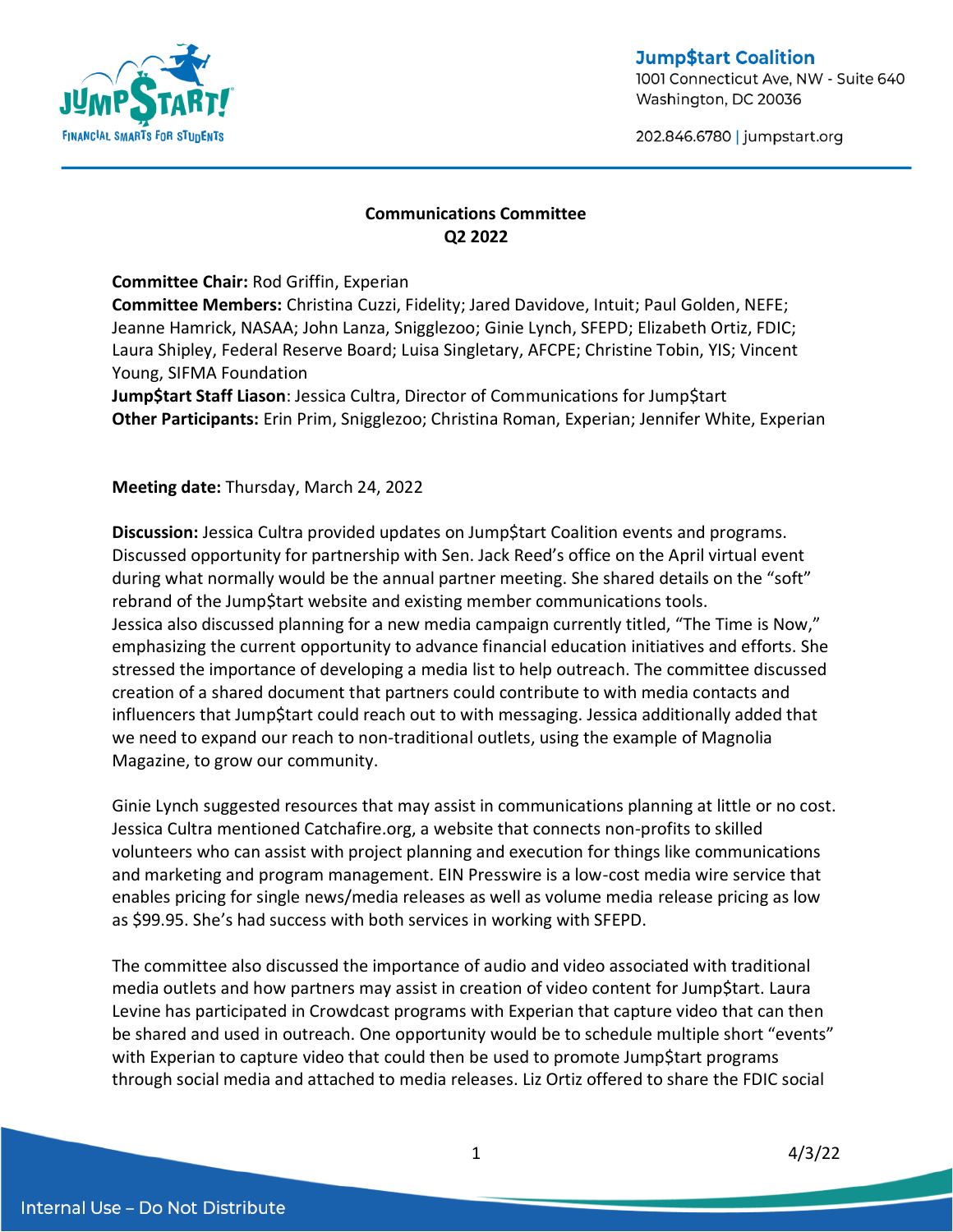Jump$tart Coalition
1001 Connecticut Ave, NW - Suite 640
Washington, DC 20036

202.846.6780 | jumpstart.org

## Communications Committee
## Q2 2022

**Committee Chair:** Rod Griffin, Experian
**Committee Members:** Christina Cuzzi, Fidelity; Jared Davidove, Intuit; Paul Golden, NEFE; Jeanne Hamrick, NASAA; John Lanza, Snigglezoo; Ginie Lynch, SFEPD; Elizabeth Ortiz, FDIC; Laura Shipley, Federal Reserve Board; Luisa Singletary, AFCPE; Christine Tobin, YIS; Vincent Young, SIFMA Foundation
**Jump$tart Staff Liason**: Jessica Cultra, Director of Communications for Jump$tart
**Other Participants:** Erin Prim, Snigglezoo; Christina Roman, Experian; Jennifer White, Experian

**Meeting date:** Thursday, March 24, 2022

**Discussion:** Jessica Cultra provided updates on Jump$tart Coalition events and programs. Discussed opportunity for partnership with Sen. Jack Reed's office on the April virtual event during what normally would be the annual partner meeting. She shared details on the "soft" rebrand of the Jump$tart website and existing member communications tools.
Jessica also discussed planning for a new media campaign currently titled, "The Time is Now," emphasizing the current opportunity to advance financial education initiatives and efforts. She stressed the importance of developing a media list to help outreach. The committee discussed creation of a shared document that partners could contribute to with media contacts and influencers that Jump$tart could reach out to with messaging. Jessica additionally added that we need to expand our reach to non-traditional outlets, using the example of Magnolia Magazine, to grow our community.

Ginie Lynch suggested resources that may assist in communications planning at little or no cost. Jessica Cultra mentioned Catchafire.org, a website that connects non-profits to skilled volunteers who can assist with project planning and execution for things like communications and marketing and program management. EIN Presswire is a low-cost media wire service that enables pricing for single news/media releases as well as volume media release pricing as low as $99.95. She's had success with both services in working with SFEPD.

The committee also discussed the importance of audio and video associated with traditional media outlets and how partners may assist in creation of video content for Jump$tart. Laura Levine has participated in Crowdcast programs with Experian that capture video that can then be shared and used in outreach. One opportunity would be to schedule multiple short "events" with Experian to capture video that could then be used to promote Jump$tart programs through social media and attached to media releases. Liz Ortiz offered to share the FDIC social

Internal Use – Do Not Distribute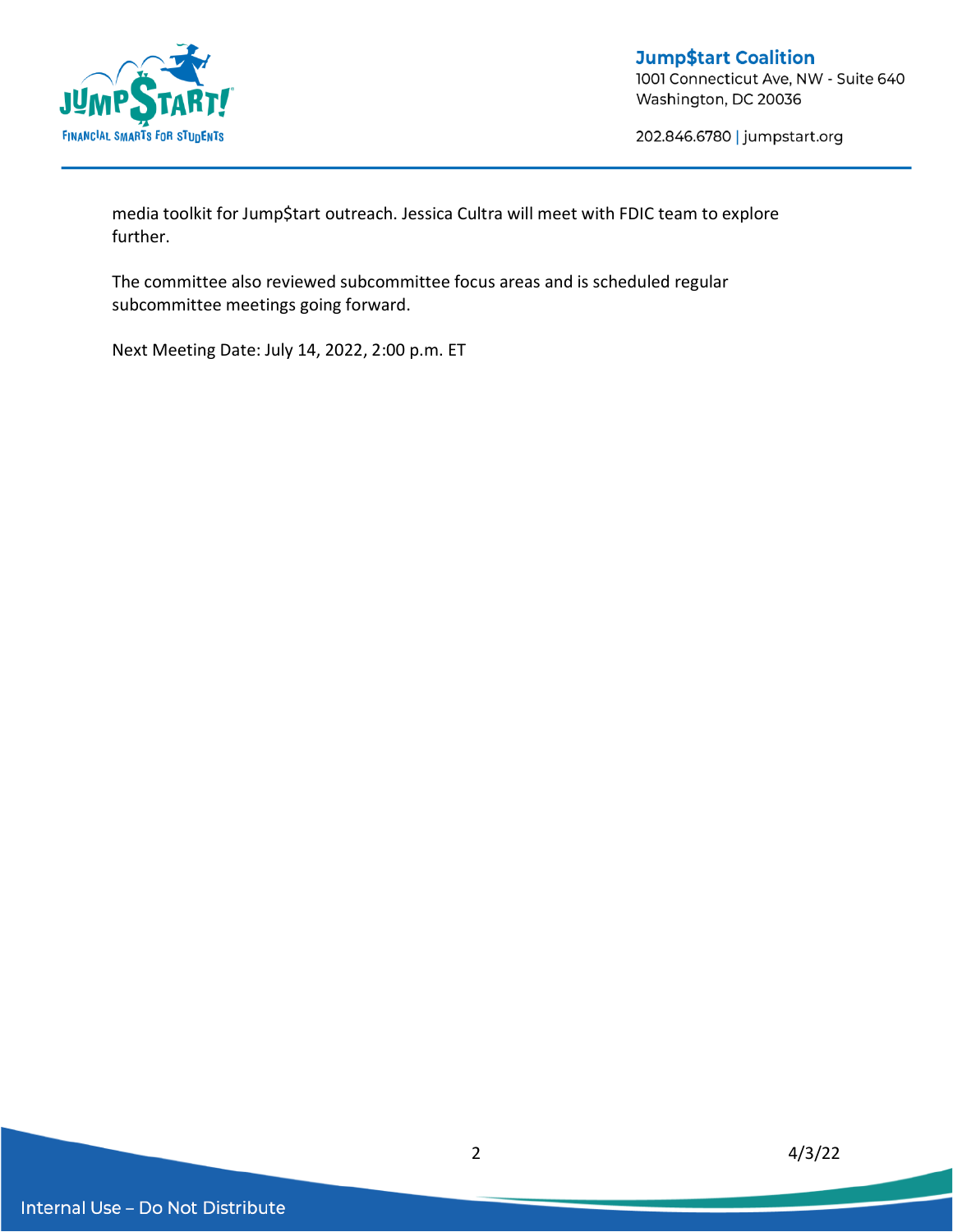media toolkit for Jump$tart outreach. Jessica Cultra will meet with FDIC team to explore further.

The committee also reviewed subcommittee focus areas and is scheduled regular subcommittee meetings going forward.

Next Meeting Date: July 14, 2022, 2:00 p.m. ET